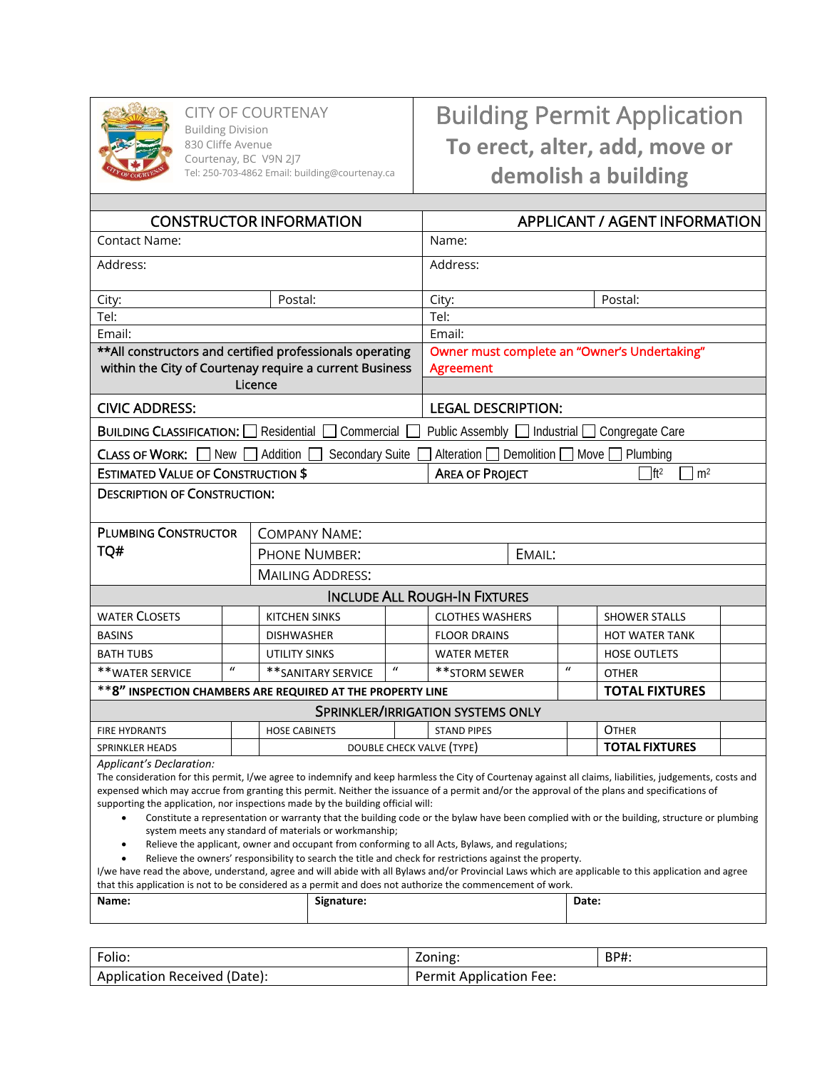CITY OF COURTENAY
Building Division
830 Cliffe Avenue
Courtenay, BC V9N 2J7
Tel: 250-703-4862 Email: building@courtenay.ca

# Building Permit Application

## To erect, alter, add, move or demolish a building

| CONSTRUCTOR INFORMATION | | APPLICANT / AGENT INFORMATION | |
|---|---|---|---|
| Contact Name: | | Name: | |
| Address: | | Address: | |
| City: | Postal: | City: | Postal: |
| Tel: | | Tel: | |
| Email: | | Email: | |
| **All constructors and certified professionals operating within the City of Courtenay require a current Business Licence | | Owner must complete an "Owner's Undertaking" Agreement | |
| CIVIC ADDRESS: | | LEGAL DESCRIPTION: | |

BUILDING CLASSIFICATION: ☐ Residential ☐ Commercial ☐ Public Assembly ☐ Industrial ☐ Congregate Care

CLASS OF WORK: ☐ New ☐ Addition ☐ Secondary Suite ☐ Alteration ☐ Demolition ☐ Move ☐ Plumbing

| ESTIMATED VALUE OF CONSTRUCTION $ | AREA OF PROJECT ☐ft² ☐ m² |
|---|---|

DESCRIPTION OF CONSTRUCTION:

| PLUMBING CONSTRUCTOR TQ# | COMPANY NAME: | |
|---|---|---|
| | PHONE NUMBER: | EMAIL: |
| | MAILING ADDRESS: | |

**INCLUDE ALL ROUGH-IN FIXTURES**

| WATER CLOSETS | | KITCHEN SINKS | | CLOTHES WASHERS | | SHOWER STALLS | |
|---|---|---|---|---|---|---|---|
| BASINS | | DISHWASHER | | FLOOR DRAINS | | HOT WATER TANK | |
| BATH TUBS | | UTILITY SINKS | | WATER METER | | HOSE OUTLETS | |
| **WATER SERVICE | " | **SANITARY SERVICE | " | **STORM SEWER | " | OTHER | |
| **8" INSPECTION CHAMBERS ARE REQUIRED AT THE PROPERTY LINE | | | | | | **TOTAL FIXTURES** | |

**SPRINKLER/IRRIGATION SYSTEMS ONLY**

| FIRE HYDRANTS | | HOSE CABINETS | | STAND PIPES | | OTHER | |
|---|---|---|---|---|---|---|---|
| SPRINKLER HEADS | | DOUBLE CHECK VALVE (TYPE) | | | | **TOTAL FIXTURES** | |

*Applicant's Declaration:*

The consideration for this permit, I/we agree to indemnify and keep harmless the City of Courtenay against all claims, liabilities, judgements, costs and expensed which may accrue from granting this permit. Neither the issuance of a permit and/or the approval of the plans and specifications of supporting the application, nor inspections made by the building official will:

- Constitute a representation or warranty that the building code or the bylaw have been complied with or the building, structure or plumbing system meets any standard of materials or workmanship;
- Relieve the applicant, owner and occupant from conforming to all Acts, Bylaws, and regulations;
- Relieve the owners' responsibility to search the title and check for restrictions against the property.

I/we have read the above, understand, agree and will abide with all Bylaws and/or Provincial Laws which are applicable to this application and agree that this application is not to be considered as a permit and does not authorize the commencement of work.

| **Name:** | **Signature:** | **Date:** |
|---|---|---|

| Folio: | Zoning: | BP#: |
|---|---|---|
| Application Received (Date): | Permit Application Fee: | |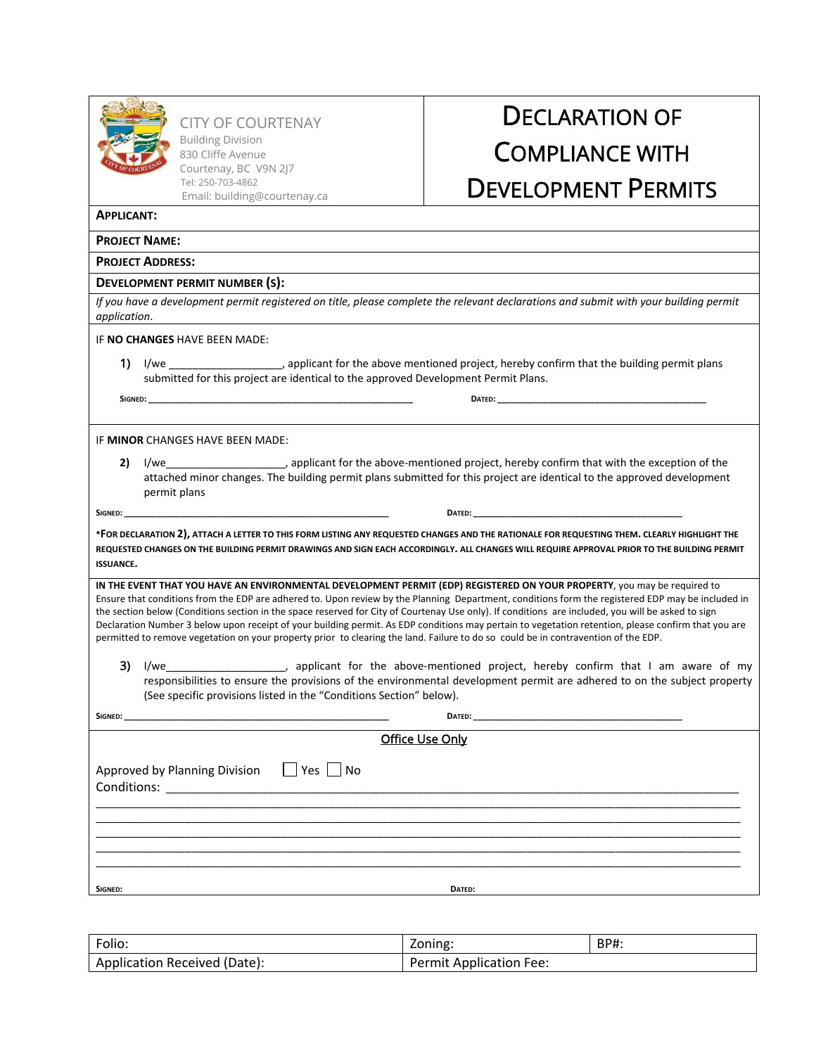CITY OF COURTENAY
Building Division
830 Cliffe Avenue
Courtenay, BC V9N 2J7
Tel: 250-703-4862
Email: building@courtenay.ca

# DECLARATION OF COMPLIANCE WITH DEVELOPMENT PERMITS

**APPLICANT:**

**PROJECT NAME:**

**PROJECT ADDRESS:**

**DEVELOPMENT PERMIT NUMBER (S):**

*If you have a development permit registered on title, please complete the relevant declarations and submit with your building permit application.*

IF **NO CHANGES** HAVE BEEN MADE:

**1)** I/we ___________________, applicant for the above mentioned project, hereby confirm that the building permit plans submitted for this project are identical to the approved Development Permit Plans.

SIGNED: ___________________________________________________ DATED: ________________________________________

IF **MINOR** CHANGES HAVE BEEN MADE:

**2)** I/we____________________, applicant for the above-mentioned project, hereby confirm that with the exception of the attached minor changes. The building permit plans submitted for this project are identical to the approved development permit plans

SIGNED: ___________________________________________________ DATED: ________________________________________

***FOR DECLARATION 2), ATTACH A LETTER TO THIS FORM LISTING ANY REQUESTED CHANGES AND THE RATIONALE FOR REQUESTING THEM. CLEARLY HIGHLIGHT THE REQUESTED CHANGES ON THE BUILDING PERMIT DRAWINGS AND SIGN EACH ACCORDINGLY. ALL CHANGES WILL REQUIRE APPROVAL PRIOR TO THE BUILDING PERMIT ISSUANCE.**

**IN THE EVENT THAT YOU HAVE AN ENVIRONMENTAL DEVELOPMENT PERMIT (EDP) REGISTERED ON YOUR PROPERTY**, you may be required to Ensure that conditions from the EDP are adhered to. Upon review by the Planning Department, conditions form the registered EDP may be included in the section below (Conditions section in the space reserved for City of Courtenay Use only). If conditions are included, you will be asked to sign Declaration Number 3 below upon receipt of your building permit. As EDP conditions may pertain to vegetation retention, please confirm that you are permitted to remove vegetation on your property prior to clearing the land. Failure to do so could be in contravention of the EDP.

**3)** I/we____________________, applicant for the above-mentioned project, hereby confirm that I am aware of my responsibilities to ensure the provisions of the environmental development permit are adhered to on the subject property (See specific provisions listed in the "Conditions Section" below).

SIGNED: ___________________________________________________ DATED: ________________________________________

<u>Office Use Only</u>

Approved by Planning Division ☐ Yes ☐ No

Conditions: ______________________________________________________________________________________

_____________________________________________________________________________________________________

_____________________________________________________________________________________________________

_____________________________________________________________________________________________________

_____________________________________________________________________________________________________

_____________________________________________________________________________________________________

SIGNED: DATED:

| | | |
|---|---|---|
| Folio: | Zoning: | BP#: |
| Application Received (Date): | Permit Application Fee: | |